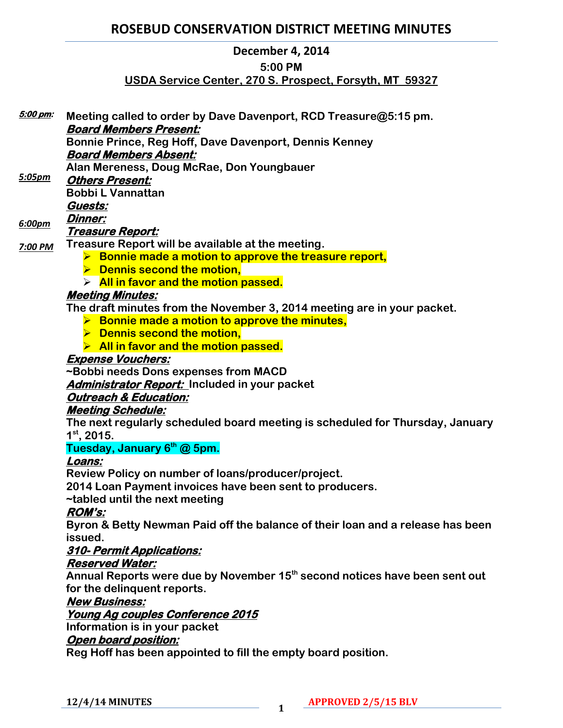# ROSEBUD CONSERVATION DISTRICT MEETING MINUTES

**December 4, 2014**

**5:00 PM**

**USDA Service Center, 270 S. Prospect, Forsyth, MT 59327**

***5:00 pm:*** **Meeting called to order by Dave Davenport, RCD Treasure@5:15 pm.**

***Board Members Present:***

**Bonnie Prince, Reg Hoff, Dave Davenport, Dennis Kenney**

***Board Members Absent:***

**Alan Mereness, Doug McRae, Don Youngbauer**

***5:05pm*** ***Others Present:***

**Bobbi L Vannattan**

***Guests:***

***6:00pm*** ***Dinner:***

***Treasure Report:***

***7:00 PM*** **Treasure Report will be available at the meeting.**

- **Bonnie made a motion to approve the treasure report,**
- **Dennis second the motion,**
- **All in favor and the motion passed.**

***Meeting Minutes:***

**The draft minutes from the November 3, 2014 meeting are in your packet.**

- **Bonnie made a motion to approve the minutes,**
- **Dennis second the motion,**
- **All in favor and the motion passed.**

***Expense Vouchers:***

**~Bobbi needs Dons expenses from MACD**

***Administrator Report:*** **Included in your packet**

***Outreach & Education:***

***Meeting Schedule:***

**The next regularly scheduled board meeting is scheduled for Thursday, January 1st, 2015.**

**Tuesday, January 6th @ 5pm.**

***Loans:***

**Review Policy on number of loans/producer/project.**

**2014 Loan Payment invoices have been sent to producers.**

**~tabled until the next meeting**

***ROM's:***

**Byron & Betty Newman Paid off the balance of their loan and a release has been issued.**

***310- Permit Applications:***

***Reserved Water:***

**Annual Reports were due by November 15th second notices have been sent out for the delinquent reports.**

***New Business:***

***Young Ag couples Conference 2015***

**Information is in your packet**

***Open board position:***

**Reg Hoff has been appointed to fill the empty board position.**

**12/4/14 MINUTES** **APPROVED 2/5/15 BLV**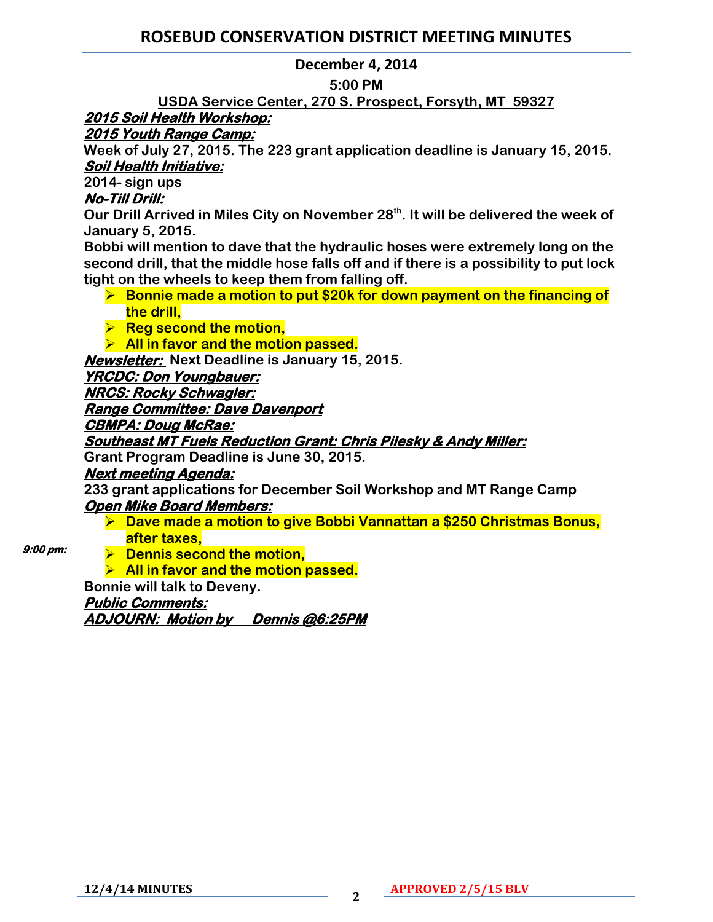# ROSEBUD CONSERVATION DISTRICT MEETING MINUTES

**December 4, 2014**

**5:00 PM**

**USDA Service Center, 270 S. Prospect, Forsyth, MT 59327**

***2015 Soil Health Workshop:***

***2015 Youth Range Camp:***

**Week of July 27, 2015. The 223 grant application deadline is January 15, 2015.**

***Soil Health Initiative:***

**2014- sign ups**

***No-Till Drill:***

**Our Drill Arrived in Miles City on November 28th. It will be delivered the week of January 5, 2015.**

**Bobbi will mention to dave that the hydraulic hoses were extremely long on the second drill, that the middle hose falls off and if there is a possibility to put lock tight on the wheels to keep them from falling off.**

- **Bonnie made a motion to put $20k for down payment on the financing of the drill,**
- **Reg second the motion,**
- **All in favor and the motion passed.**

***Newsletter:*** **Next Deadline is January 15, 2015.**

***YRCDC: Don Youngbauer:***

***NRCS: Rocky Schwagler:***

***Range Committee: Dave Davenport***

***CBMPA: Doug McRae:***

***Southeast MT Fuels Reduction Grant: Chris Pilesky & Andy Miller:***

**Grant Program Deadline is June 30, 2015.**

***Next meeting Agenda:***

**233 grant applications for December Soil Workshop and MT Range Camp**

***Open Mike Board Members:***

***9:00 pm:***

- **Dave made a motion to give Bobbi Vannattan a $250 Christmas Bonus, after taxes,**
- **Dennis second the motion,**
- **All in favor and the motion passed.**

**Bonnie will talk to Deveny.**

***Public Comments:***

***ADJOURN: Motion by Dennis @6:25PM***

**12/4/14 MINUTES** **APPROVED 2/5/15 BLV**